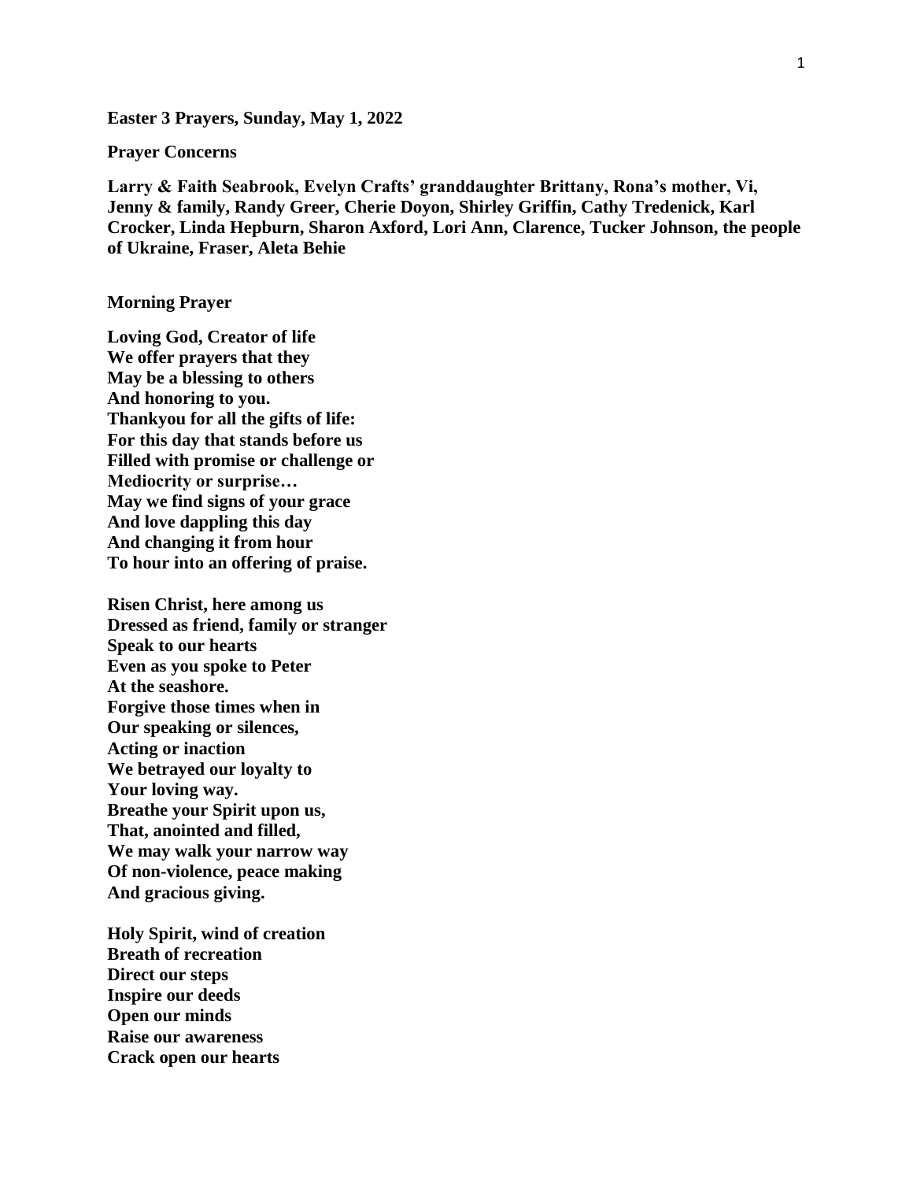**Easter 3 Prayers, Sunday, May 1, 2022**

**Prayer Concerns**

**Larry & Faith Seabrook, Evelyn Crafts' granddaughter Brittany, Rona's mother, Vi, Jenny & family, Randy Greer, Cherie Doyon, Shirley Griffin, Cathy Tredenick, Karl Crocker, Linda Hepburn, Sharon Axford, Lori Ann, Clarence, Tucker Johnson, the people of Ukraine, Fraser, Aleta Behie**

**Morning Prayer**

**Loving God, Creator of life**
**We offer prayers that they**
**May be a blessing to others**
**And honoring to you.**
**Thankyou for all the gifts of life:**
**For this day that stands before us**
**Filled with promise or challenge or**
**Mediocrity or surprise…**
**May we find signs of your grace**
**And love dappling this day**
**And changing it from hour**
**To hour into an offering of praise.**

**Risen Christ, here among us**
**Dressed as friend, family or stranger**
**Speak to our hearts**
**Even as you spoke to Peter**
**At the seashore.**
**Forgive those times when in**
**Our speaking or silences,**
**Acting or inaction**
**We betrayed our loyalty to**
**Your loving way.**
**Breathe your Spirit upon us,**
**That, anointed and filled,**
**We may walk your narrow way**
**Of non-violence, peace making**
**And gracious giving.**

**Holy Spirit, wind of creation**
**Breath of recreation**
**Direct our steps**
**Inspire our deeds**
**Open our minds**
**Raise our awareness**
**Crack open our hearts**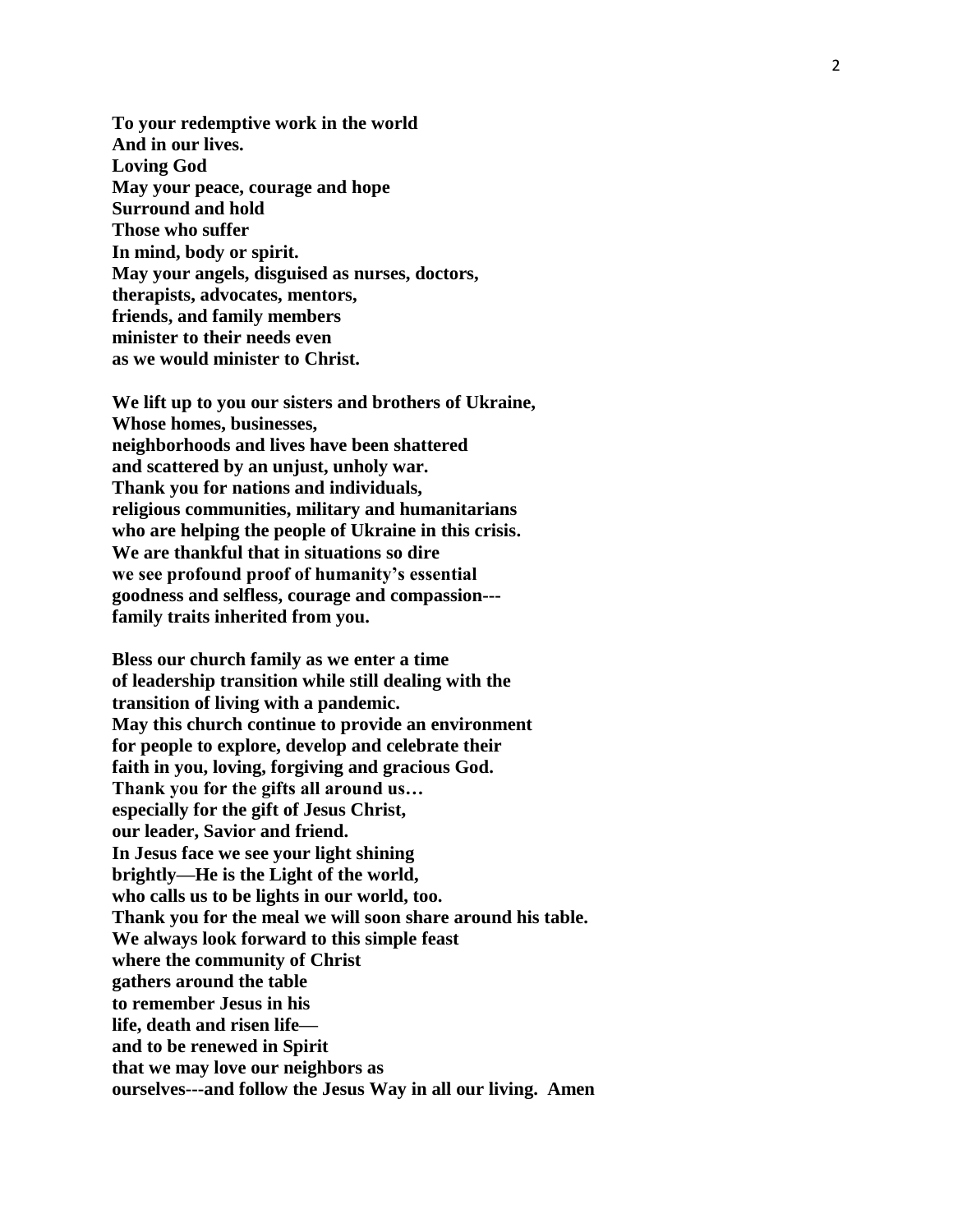**To your redemptive work in the world**
**And in our lives.**
**Loving God**
**May your peace, courage and hope**
**Surround and hold**
**Those who suffer**
**In mind, body or spirit.**
**May your angels, disguised as nurses, doctors,**
**therapists, advocates, mentors,**
**friends, and family members**
**minister to their needs even**
**as we would minister to Christ.**

**We lift up to you our sisters and brothers of Ukraine,**
**Whose homes, businesses,**
**neighborhoods and lives have been shattered**
**and scattered by an unjust, unholy war.**
**Thank you for nations and individuals,**
**religious communities, military and humanitarians**
**who are helping the people of Ukraine in this crisis.**
**We are thankful that in situations so dire**
**we see profound proof of humanity's essential**
**goodness and selfless, courage and compassion---**
**family traits inherited from you.**

**Bless our church family as we enter a time**
**of leadership transition while still dealing with the**
**transition of living with a pandemic.**
**May this church continue to provide an environment**
**for people to explore, develop and celebrate their**
**faith in you, loving, forgiving and gracious God.**
**Thank you for the gifts all around us…**
**especially for the gift of Jesus Christ,**
**our leader, Savior and friend.**
**In Jesus face we see your light shining**
**brightly—He is the Light of the world,**
**who calls us to be lights in our world, too.**
**Thank you for the meal we will soon share around his table.**
**We always look forward to this simple feast**
**where the community of Christ**
**gathers around the table**
**to remember Jesus in his**
**life, death and risen life—**
**and to be renewed in Spirit**
**that we may love our neighbors as**
**ourselves---and follow the Jesus Way in all our living. Amen**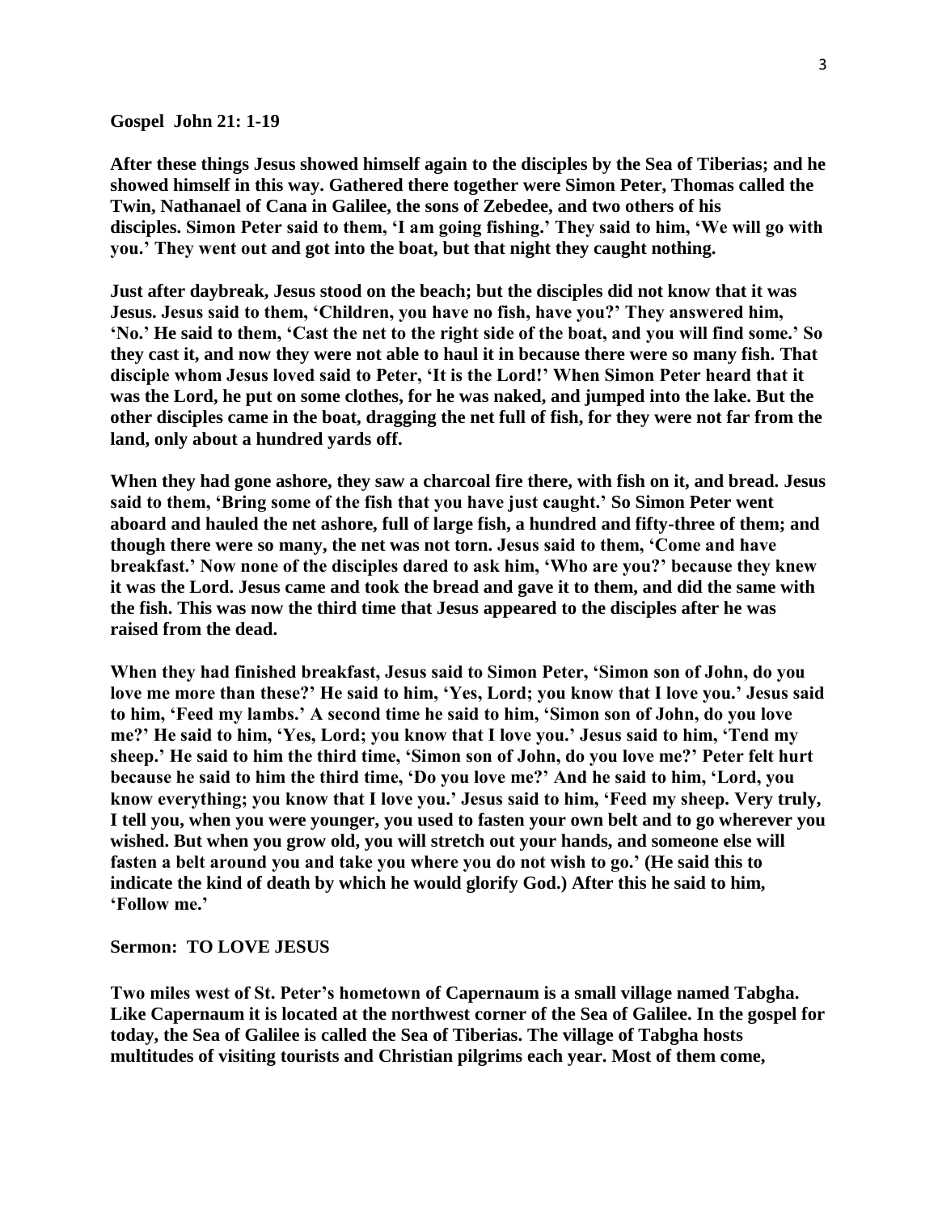**Gospel John 21: 1-19**

**After these things Jesus showed himself again to the disciples by the Sea of Tiberias; and he showed himself in this way. Gathered there together were Simon Peter, Thomas called the Twin, Nathanael of Cana in Galilee, the sons of Zebedee, and two others of his disciples. Simon Peter said to them, 'I am going fishing.' They said to him, 'We will go with you.' They went out and got into the boat, but that night they caught nothing.**

**Just after daybreak, Jesus stood on the beach; but the disciples did not know that it was Jesus. Jesus said to them, 'Children, you have no fish, have you?' They answered him, 'No.' He said to them, 'Cast the net to the right side of the boat, and you will find some.' So they cast it, and now they were not able to haul it in because there were so many fish. That disciple whom Jesus loved said to Peter, 'It is the Lord!' When Simon Peter heard that it was the Lord, he put on some clothes, for he was naked, and jumped into the lake. But the other disciples came in the boat, dragging the net full of fish, for they were not far from the land, only about a hundred yards off.**

**When they had gone ashore, they saw a charcoal fire there, with fish on it, and bread. Jesus said to them, 'Bring some of the fish that you have just caught.' So Simon Peter went aboard and hauled the net ashore, full of large fish, a hundred and fifty-three of them; and though there were so many, the net was not torn. Jesus said to them, 'Come and have breakfast.' Now none of the disciples dared to ask him, 'Who are you?' because they knew it was the Lord. Jesus came and took the bread and gave it to them, and did the same with the fish. This was now the third time that Jesus appeared to the disciples after he was raised from the dead.**

**When they had finished breakfast, Jesus said to Simon Peter, 'Simon son of John, do you love me more than these?' He said to him, 'Yes, Lord; you know that I love you.' Jesus said to him, 'Feed my lambs.' A second time he said to him, 'Simon son of John, do you love me?' He said to him, 'Yes, Lord; you know that I love you.' Jesus said to him, 'Tend my sheep.' He said to him the third time, 'Simon son of John, do you love me?' Peter felt hurt because he said to him the third time, 'Do you love me?' And he said to him, 'Lord, you know everything; you know that I love you.' Jesus said to him, 'Feed my sheep. Very truly, I tell you, when you were younger, you used to fasten your own belt and to go wherever you wished. But when you grow old, you will stretch out your hands, and someone else will fasten a belt around you and take you where you do not wish to go.' (He said this to indicate the kind of death by which he would glorify God.) After this he said to him, 'Follow me.'**

**Sermon: TO LOVE JESUS**

**Two miles west of St. Peter's hometown of Capernaum is a small village named Tabgha. Like Capernaum it is located at the northwest corner of the Sea of Galilee. In the gospel for today, the Sea of Galilee is called the Sea of Tiberias. The village of Tabgha hosts multitudes of visiting tourists and Christian pilgrims each year. Most of them come,**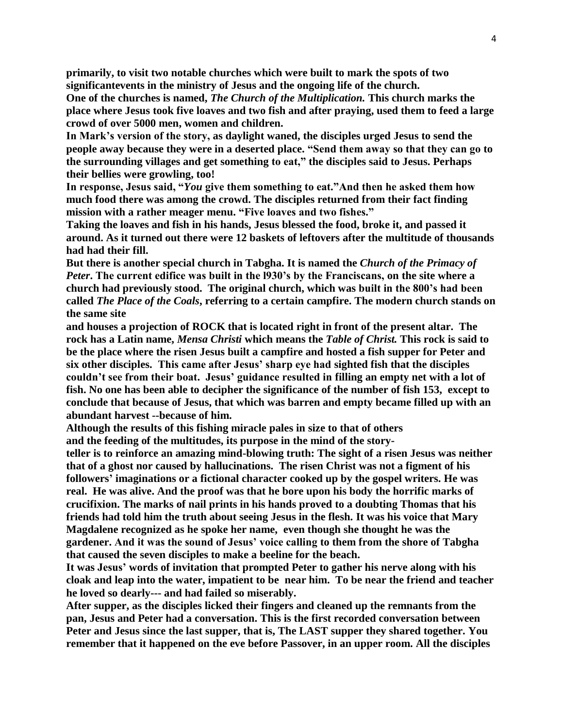**primarily, to visit two notable churches which were built to mark the spots of two significantevents in the ministry of Jesus and the ongoing life of the church.**

**One of the churches is named, *The Church of the Multiplication.* This church marks the place where Jesus took five loaves and two fish and after praying, used them to feed a large crowd of over 5000 men, women and children.**

**In Mark's version of the story, as daylight waned, the disciples urged Jesus to send the people away because they were in a deserted place. "Send them away so that they can go to the surrounding villages and get something to eat," the disciples said to Jesus. Perhaps their bellies were growling, too!**

**In response, Jesus said, "*You* give them something to eat."And then he asked them how much food there was among the crowd. The disciples returned from their fact finding mission with a rather meager menu. "Five loaves and two fishes."**

**Taking the loaves and fish in his hands, Jesus blessed the food, broke it, and passed it around. As it turned out there were 12 baskets of leftovers after the multitude of thousands had had their fill.**

**But there is another special church in Tabgha. It is named the *Church of the Primacy of Peter*. The current edifice was built in the l930's by the Franciscans, on the site where a church had previously stood. The original church, which was built in the 800's had been called *The Place of the Coals*, referring to a certain campfire. The modern church stands on the same site and houses a projection of ROCK that is located right in front of the present altar. The rock has a Latin name, *Mensa Christi* which means the *Table of Christ.* This rock is said to be the place where the risen Jesus built a campfire and hosted a fish supper for Peter and six other disciples. This came after Jesus' sharp eye had sighted fish that the disciples couldn't see from their boat. Jesus' guidance resulted in filling an empty net with a lot of fish. No one has been able to decipher the significance of the number of fish 153, except to conclude that because of Jesus, that which was barren and empty became filled up with an abundant harvest --because of him.**

**Although the results of this fishing miracle pales in size to that of others and the feeding of the multitudes, its purpose in the mind of the story-teller is to reinforce an amazing mind-blowing truth: The sight of a risen Jesus was neither that of a ghost nor caused by hallucinations. The risen Christ was not a figment of his followers' imaginations or a fictional character cooked up by the gospel writers. He was real. He was alive. And the proof was that he bore upon his body the horrific marks of crucifixion. The marks of nail prints in his hands proved to a doubting Thomas that his friends had told him the truth about seeing Jesus in the flesh. It was his voice that Mary Magdalene recognized as he spoke her name, even though she thought he was the gardener. And it was the sound of Jesus' voice calling to them from the shore of Tabgha that caused the seven disciples to make a beeline for the beach.**

**It was Jesus' words of invitation that prompted Peter to gather his nerve along with his cloak and leap into the water, impatient to be near him. To be near the friend and teacher he loved so dearly--- and had failed so miserably.**

**After supper, as the disciples licked their fingers and cleaned up the remnants from the pan, Jesus and Peter had a conversation. This is the first recorded conversation between Peter and Jesus since the last supper, that is, The LAST supper they shared together. You remember that it happened on the eve before Passover, in an upper room. All the disciples**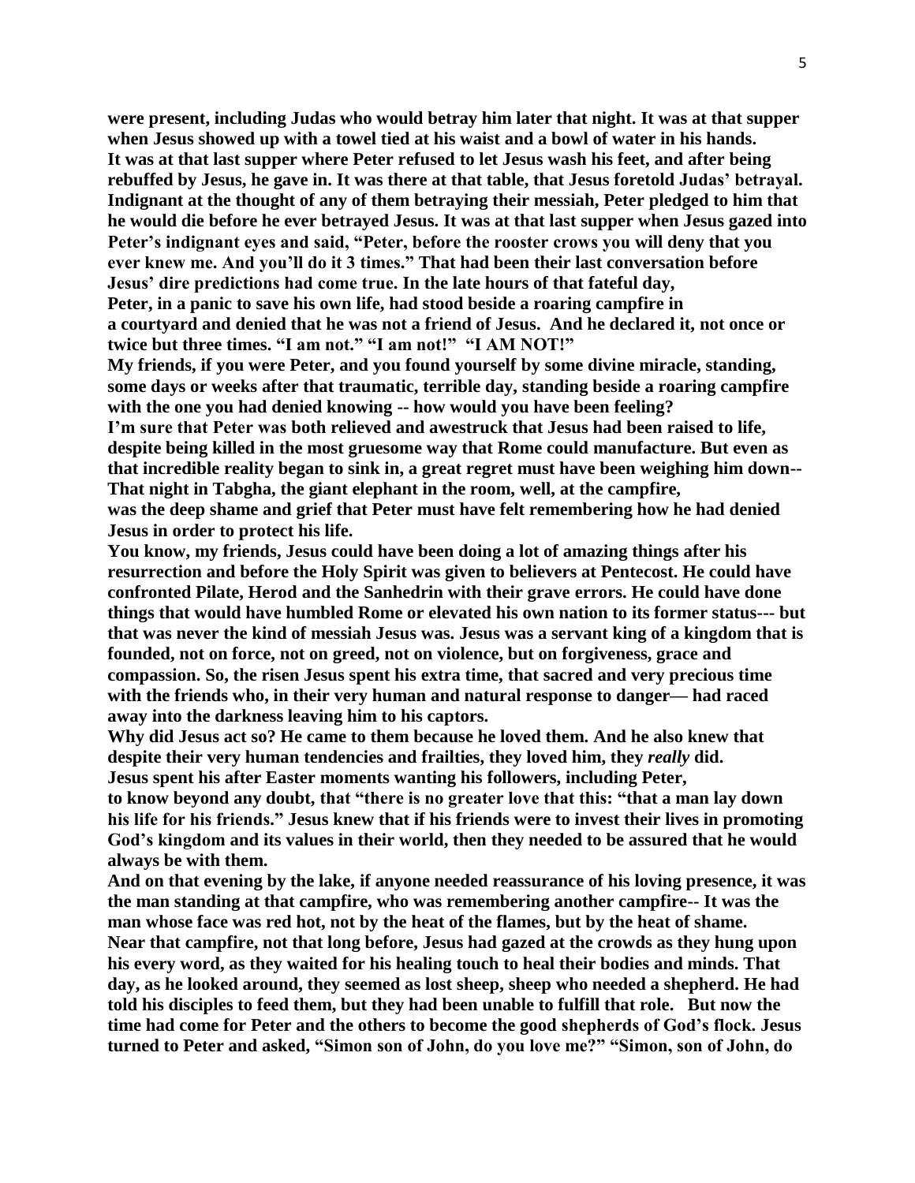**were present, including Judas who would betray him later that night. It was at that supper when Jesus showed up with a towel tied at his waist and a bowl of water in his hands. It was at that last supper where Peter refused to let Jesus wash his feet, and after being rebuffed by Jesus, he gave in. It was there at that table, that Jesus foretold Judas' betrayal. Indignant at the thought of any of them betraying their messiah, Peter pledged to him that he would die before he ever betrayed Jesus. It was at that last supper when Jesus gazed into Peter's indignant eyes and said, "Peter, before the rooster crows you will deny that you ever knew me. And you'll do it 3 times." That had been their last conversation before Jesus' dire predictions had come true. In the late hours of that fateful day, Peter, in a panic to save his own life, had stood beside a roaring campfire in a courtyard and denied that he was not a friend of Jesus. And he declared it, not once or twice but three times. "I am not." "I am not!" "I AM NOT!"**

**My friends, if you were Peter, and you found yourself by some divine miracle, standing, some days or weeks after that traumatic, terrible day, standing beside a roaring campfire with the one you had denied knowing -- how would you have been feeling?**

**I'm sure that Peter was both relieved and awestruck that Jesus had been raised to life, despite being killed in the most gruesome way that Rome could manufacture. But even as that incredible reality began to sink in, a great regret must have been weighing him down-- That night in Tabgha, the giant elephant in the room, well, at the campfire, was the deep shame and grief that Peter must have felt remembering how he had denied Jesus in order to protect his life.**

**You know, my friends, Jesus could have been doing a lot of amazing things after his resurrection and before the Holy Spirit was given to believers at Pentecost. He could have confronted Pilate, Herod and the Sanhedrin with their grave errors. He could have done things that would have humbled Rome or elevated his own nation to its former status--- but that was never the kind of messiah Jesus was. Jesus was a servant king of a kingdom that is founded, not on force, not on greed, not on violence, but on forgiveness, grace and compassion. So, the risen Jesus spent his extra time, that sacred and very precious time with the friends who, in their very human and natural response to danger— had raced away into the darkness leaving him to his captors.**

**Why did Jesus act so? He came to them because he loved them. And he also knew that despite their very human tendencies and frailties, they loved him, they *really* did.**

**Jesus spent his after Easter moments wanting his followers, including Peter, to know beyond any doubt, that "there is no greater love that this: "that a man lay down his life for his friends." Jesus knew that if his friends were to invest their lives in promoting God's kingdom and its values in their world, then they needed to be assured that he would always be with them.**

**And on that evening by the lake, if anyone needed reassurance of his loving presence, it was the man standing at that campfire, who was remembering another campfire-- It was the man whose face was red hot, not by the heat of the flames, but by the heat of shame. Near that campfire, not that long before, Jesus had gazed at the crowds as they hung upon his every word, as they waited for his healing touch to heal their bodies and minds. That day, as he looked around, they seemed as lost sheep, sheep who needed a shepherd. He had told his disciples to feed them, but they had been unable to fulfill that role. But now the time had come for Peter and the others to become the good shepherds of God's flock. Jesus turned to Peter and asked, "Simon son of John, do you love me?" "Simon, son of John, do**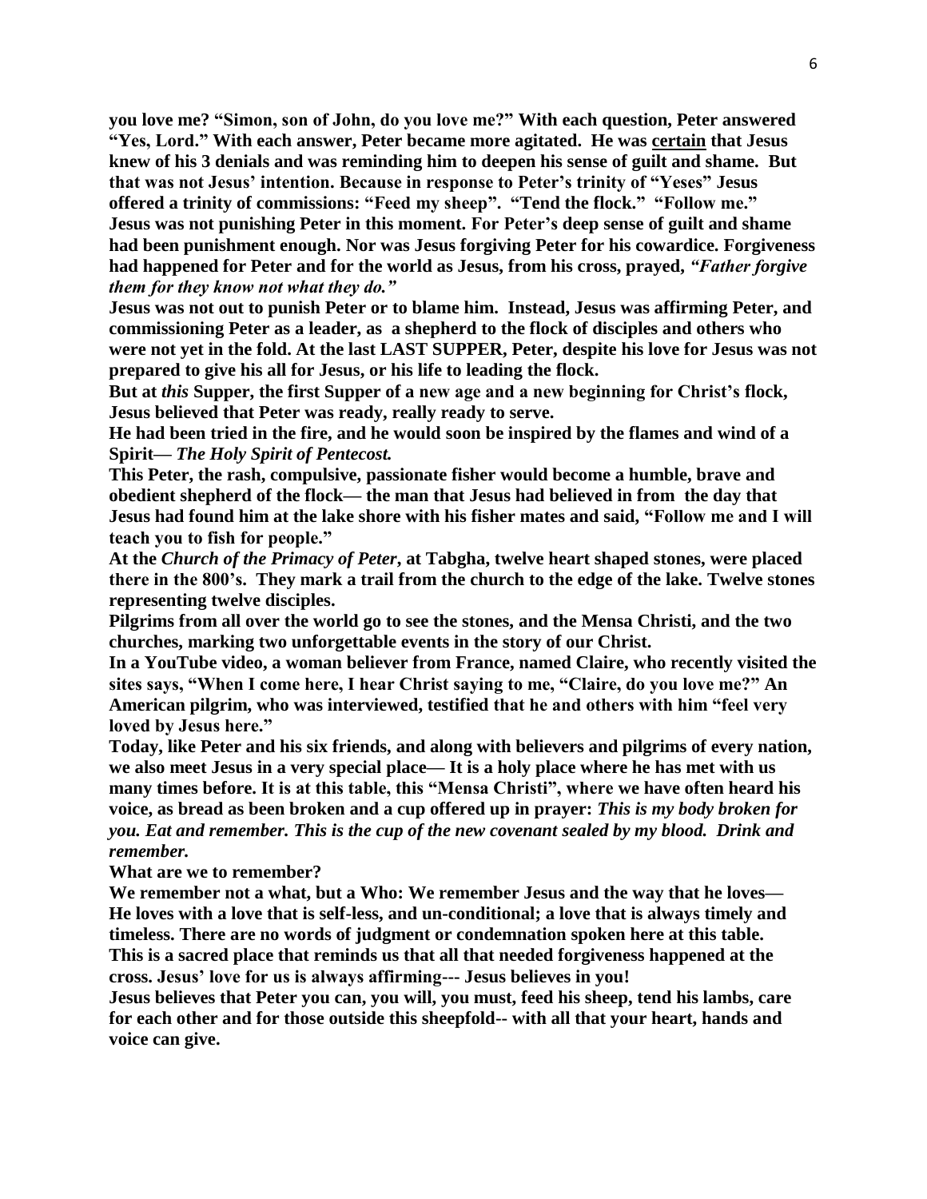**you love me? "Simon, son of John, do you love me?" With each question, Peter answered "Yes, Lord." With each answer, Peter became more agitated. He was <u>certain</u> that Jesus knew of his 3 denials and was reminding him to deepen his sense of guilt and shame. But that was not Jesus' intention. Because in response to Peter's trinity of "Yeses" Jesus offered a trinity of commissions: "Feed my sheep". "Tend the flock." "Follow me." Jesus was not punishing Peter in this moment. For Peter's deep sense of guilt and shame had been punishment enough. Nor was Jesus forgiving Peter for his cowardice. Forgiveness had happened for Peter and for the world as Jesus, from his cross, prayed, *"Father forgive them for they know not what they do."***

**Jesus was not out to punish Peter or to blame him. Instead, Jesus was affirming Peter, and commissioning Peter as a leader, as a shepherd to the flock of disciples and others who were not yet in the fold. At the last LAST SUPPER, Peter, despite his love for Jesus was not prepared to give his all for Jesus, or his life to leading the flock.**

**But at *this* Supper, the first Supper of a new age and a new beginning for Christ's flock, Jesus believed that Peter was ready, really ready to serve.**

**He had been tried in the fire, and he would soon be inspired by the flames and wind of a Spirit— *The Holy Spirit of Pentecost.***

**This Peter, the rash, compulsive, passionate fisher would become a humble, brave and obedient shepherd of the flock— the man that Jesus had believed in from the day that Jesus had found him at the lake shore with his fisher mates and said, "Follow me and I will teach you to fish for people."**

**At the *Church of the Primacy of Peter*, at Tabgha, twelve heart shaped stones, were placed there in the 800's. They mark a trail from the church to the edge of the lake. Twelve stones representing twelve disciples.**

**Pilgrims from all over the world go to see the stones, and the Mensa Christi, and the two churches, marking two unforgettable events in the story of our Christ.**

**In a YouTube video, a woman believer from France, named Claire, who recently visited the sites says, "When I come here, I hear Christ saying to me, "Claire, do you love me?" An American pilgrim, who was interviewed, testified that he and others with him "feel very loved by Jesus here."**

**Today, like Peter and his six friends, and along with believers and pilgrims of every nation, we also meet Jesus in a very special place— It is a holy place where he has met with us many times before. It is at this table, this "Mensa Christi", where we have often heard his voice, as bread as been broken and a cup offered up in prayer: *This is my body broken for you. Eat and remember. This is the cup of the new covenant sealed by my blood. Drink and remember.***

**What are we to remember?**

**We remember not a what, but a Who: We remember Jesus and the way that he loves— He loves with a love that is self-less, and un-conditional; a love that is always timely and timeless. There are no words of judgment or condemnation spoken here at this table. This is a sacred place that reminds us that all that needed forgiveness happened at the cross. Jesus' love for us is always affirming--- Jesus believes in you!**

**Jesus believes that Peter you can, you will, you must, feed his sheep, tend his lambs, care for each other and for those outside this sheepfold-- with all that your heart, hands and voice can give.**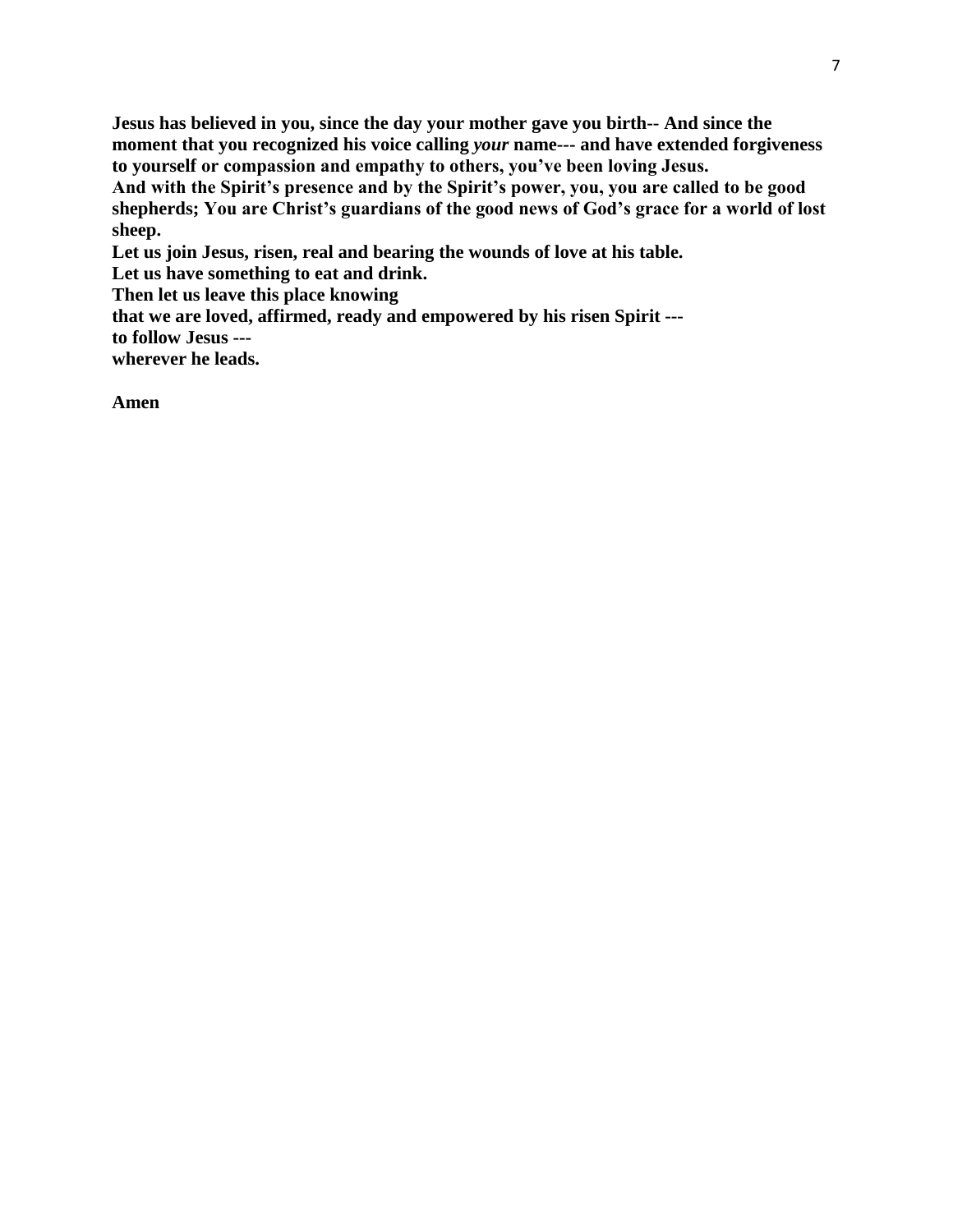**Jesus has believed in you, since the day your mother gave you birth-- And since the moment that you recognized his voice calling *your* name--- and have extended forgiveness to yourself or compassion and empathy to others, you've been loving Jesus.**
**And with the Spirit's presence and by the Spirit's power, you, you are called to be good shepherds; You are Christ's guardians of the good news of God's grace for a world of lost sheep.**
**Let us join Jesus, risen, real and bearing the wounds of love at his table.**
**Let us have something to eat and drink.**
**Then let us leave this place knowing**
**that we are loved, affirmed, ready and empowered by his risen Spirit ---**
**to follow Jesus ---**
**wherever he leads.**

**Amen**